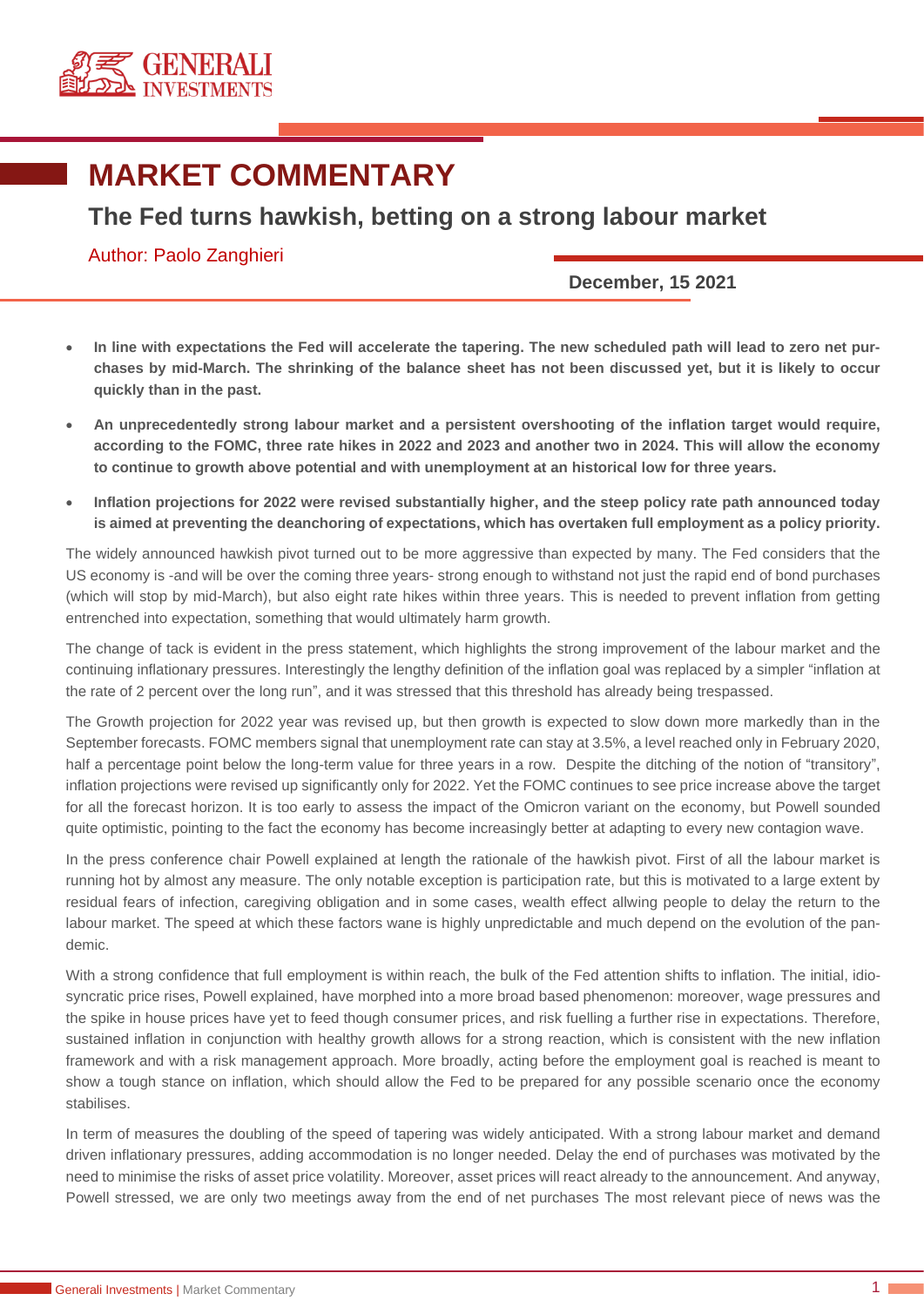# MARKET COMMENTARY

## The Fed turns hawkish, betting on a strong labour market

Author: Paolo Zanghieri

**December, 15 2021**

- **In line with expectations the Fed will accelerate the tapering. The new scheduled path will lead to zero net purchases by mid-March. The shrinking of the balance sheet has not been discussed yet, but it is likely to occur quickly than in the past.**
- **An unprecedentedly strong labour market and a persistent overshooting of the inflation target would require, according to the FOMC, three rate hikes in 2022 and 2023 and another two in 2024. This will allow the economy to continue to growth above potential and with unemployment at an historical low for three years.**
- **Inflation projections for 2022 were revised substantially higher, and the steep policy rate path announced today is aimed at preventing the deanchoring of expectations, which has overtaken full employment as a policy priority.**

The widely announced hawkish pivot turned out to be more aggressive than expected by many. The Fed considers that the US economy is -and will be over the coming three years- strong enough to withstand not just the rapid end of bond purchases (which will stop by mid-March), but also eight rate hikes within three years. This is needed to prevent inflation from getting entrenched into expectation, something that would ultimately harm growth.

The change of tack is evident in the press statement, which highlights the strong improvement of the labour market and the continuing inflationary pressures. Interestingly the lengthy definition of the inflation goal was replaced by a simpler "inflation at the rate of 2 percent over the long run", and it was stressed that this threshold has already being trespassed.

The Growth projection for 2022 year was revised up, but then growth is expected to slow down more markedly than in the September forecasts. FOMC members signal that unemployment rate can stay at 3.5%, a level reached only in February 2020, half a percentage point below the long-term value for three years in a row. Despite the ditching of the notion of "transitory", inflation projections were revised up significantly only for 2022. Yet the FOMC continues to see price increase above the target for all the forecast horizon. It is too early to assess the impact of the Omicron variant on the economy, but Powell sounded quite optimistic, pointing to the fact the economy has become increasingly better at adapting to every new contagion wave.

In the press conference chair Powell explained at length the rationale of the hawkish pivot. First of all the labour market is running hot by almost any measure. The only notable exception is participation rate, but this is motivated to a large extent by residual fears of infection, caregiving obligation and in some cases, wealth effect allwing people to delay the return to the labour market. The speed at which these factors wane is highly unpredictable and much depend on the evolution of the pandemic.

With a strong confidence that full employment is within reach, the bulk of the Fed attention shifts to inflation. The initial, idiosyncratic price rises, Powell explained, have morphed into a more broad based phenomenon: moreover, wage pressures and the spike in house prices have yet to feed though consumer prices, and risk fuelling a further rise in expectations. Therefore, sustained inflation in conjunction with healthy growth allows for a strong reaction, which is consistent with the new inflation framework and with a risk management approach. More broadly, acting before the employment goal is reached is meant to show a tough stance on inflation, which should allow the Fed to be prepared for any possible scenario once the economy stabilises.

In term of measures the doubling of the speed of tapering was widely anticipated. With a strong labour market and demand driven inflationary pressures, adding accommodation is no longer needed. Delay the end of purchases was motivated by the need to minimise the risks of asset price volatility. Moreover, asset prices will react already to the announcement. And anyway, Powell stressed, we are only two meetings away from the end of net purchases The most relevant piece of news was the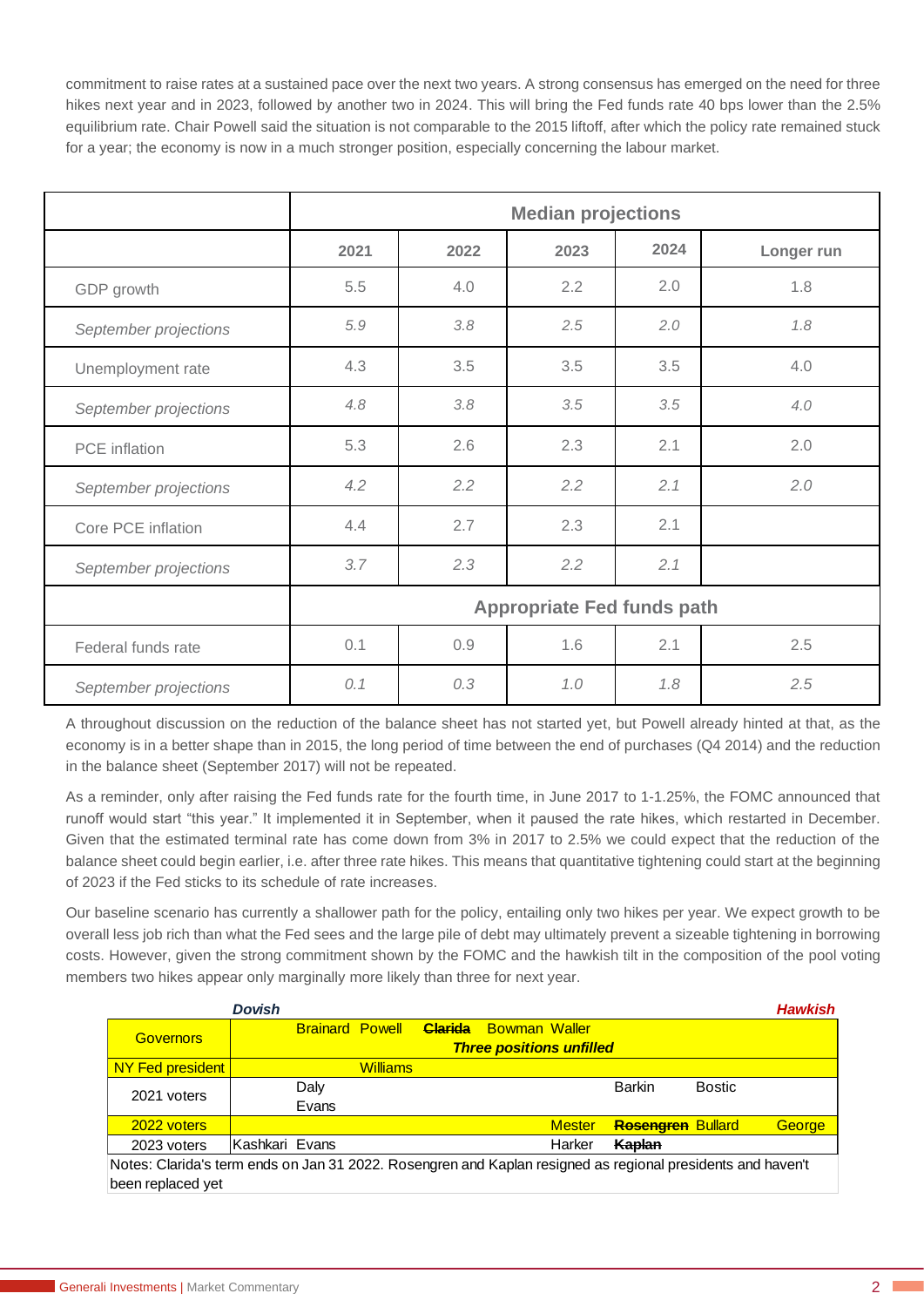commitment to raise rates at a sustained pace over the next two years. A strong consensus has emerged on the need for three hikes next year and in 2023, followed by another two in 2024. This will bring the Fed funds rate 40 bps lower than the 2.5% equilibrium rate. Chair Powell said the situation is not comparable to the 2015 liftoff, after which the policy rate remained stuck for a year; the economy is now in a much stronger position, especially concerning the labour market.

| | Median projections | | | | |
|---|---|---|---|---|---|
| | 2021 | 2022 | 2023 | 2024 | Longer run |
| GDP growth | 5.5 | 4.0 | 2.2 | 2.0 | 1.8 |
| *September projections* | *5.9* | *3.8* | *2.5* | *2.0* | *1.8* |
| Unemployment rate | 4.3 | 3.5 | 3.5 | 3.5 | 4.0 |
| *September projections* | *4.8* | *3.8* | *3.5* | *3.5* | *4.0* |
| PCE inflation | 5.3 | 2.6 | 2.3 | 2.1 | 2.0 |
| *September projections* | *4.2* | *2.2* | *2.2* | *2.1* | *2.0* |
| Core PCE inflation | 4.4 | 2.7 | 2.3 | 2.1 | |
| *September projections* | *3.7* | *2.3* | *2.2* | *2.1* | |
| | Appropriate Fed funds path | | | | |
| Federal funds rate | 0.1 | 0.9 | 1.6 | 2.1 | 2.5 |
| *September projections* | *0.1* | *0.3* | *1.0* | *1.8* | *2.5* |

A throughout discussion on the reduction of the balance sheet has not started yet, but Powell already hinted at that, as the economy is in a better shape than in 2015, the long period of time between the end of purchases (Q4 2014) and the reduction in the balance sheet (September 2017) will not be repeated.

As a reminder, only after raising the Fed funds rate for the fourth time, in June 2017 to 1-1.25%, the FOMC announced that runoff would start "this year." It implemented it in September, when it paused the rate hikes, which restarted in December. Given that the estimated terminal rate has come down from 3% in 2017 to 2.5% we could expect that the reduction of the balance sheet could begin earlier, i.e. after three rate hikes. This means that quantitative tightening could start at the beginning of 2023 if the Fed sticks to its schedule of rate increases.

Our baseline scenario has currently a shallower path for the policy, entailing only two hikes per year. We expect growth to be overall less job rich than what the Fed sees and the large pile of debt may ultimately prevent a sizeable tightening in borrowing costs. However, given the strong commitment shown by the FOMC and the hawkish tilt in the composition of the pool voting members two hikes appear only marginally more likely than three for next year.

| | ***Dovish*** → ***Hawkish*** |
|---|---|
| Governors | Brainard Powell ~~**Clarida**~~ Bowman Waller<br>***Three positions unfilled*** |
| NY Fed president | Williams |
| 2021 voters | Daly, Evans, Barkin, Bostic |
| 2022 voters | Mester, ~~**Rosengren**~~, Bullard, George |
| 2023 voters | Kashkari, Evans, Harker, ~~**Kaplan**~~ |

Notes: Clarida's term ends on Jan 31 2022. Rosengren and Kaplan resigned as regional presidents and haven't been replaced yet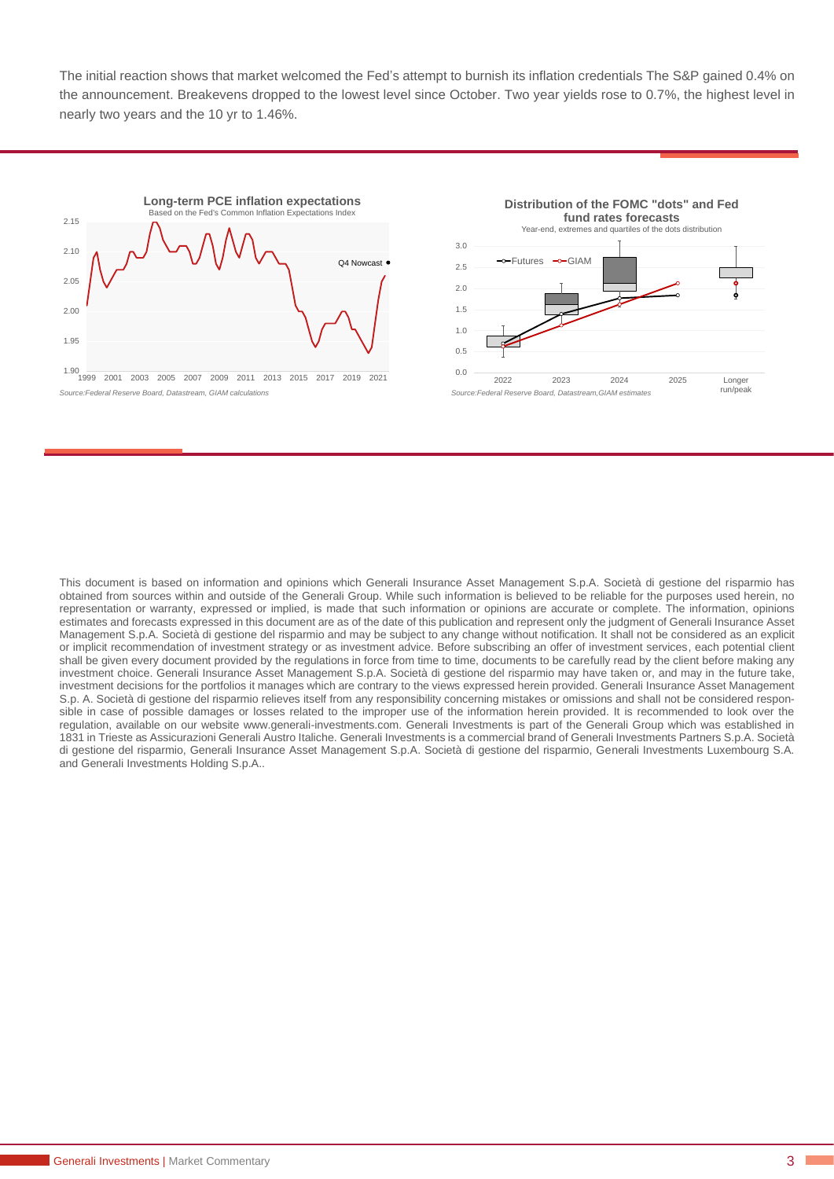The initial reaction shows that market welcomed the Fed's attempt to burnish its inflation credentials The S&P gained 0.4% on the announcement. Breakevens dropped to the lowest level since October. Two year yields rose to 0.7%, the highest level in nearly two years and the 10 yr to 1.46%.

**Long-term PCE inflation expectations**
Based on the Fed's Common Inflation Expectations Index

2.15
2.10
2.05
2.00
1.95
1.90
1999 2001 2003 2005 2007 2009 2011 2013 2015 2017 2019 2021
Q4 Nowcast

*Source:Federal Reserve Board, Datastream, GIAM calculations*

**Distribution of the FOMC "dots" and Fed fund rates forecasts**
Year-end, extremes and quartiles of the dots distribution

Futures
GIAM
3.0
2.5
2.0
1.5
1.0
0.5
0.0
2022 2023 2024 2025 Longer run/peak

*Source:Federal Reserve Board, Datastream,GIAM estimates*

This document is based on information and opinions which Generali Insurance Asset Management S.p.A. Società di gestione del risparmio has obtained from sources within and outside of the Generali Group. While such information is believed to be reliable for the purposes used herein, no representation or warranty, expressed or implied, is made that such information or opinions are accurate or complete. The information, opinions estimates and forecasts expressed in this document are as of the date of this publication and represent only the judgment of Generali Insurance Asset Management S.p.A. Società di gestione del risparmio and may be subject to any change without notification. It shall not be considered as an explicit or implicit recommendation of investment strategy or as investment advice. Before subscribing an offer of investment services, each potential client shall be given every document provided by the regulations in force from time to time, documents to be carefully read by the client before making any investment choice. Generali Insurance Asset Management S.p.A. Società di gestione del risparmio may have taken or, and may in the future take, investment decisions for the portfolios it manages which are contrary to the views expressed herein provided. Generali Insurance Asset Management S.p. A. Società di gestione del risparmio relieves itself from any responsibility concerning mistakes or omissions and shall not be considered responsible in case of possible damages or losses related to the improper use of the information herein provided. It is recommended to look over the regulation, available on our website www.generali-investments.com. Generali Investments is part of the Generali Group which was established in 1831 in Trieste as Assicurazioni Generali Austro Italiche. Generali Investments is a commercial brand of Generali Investments Partners S.p.A. Società di gestione del risparmio, Generali Insurance Asset Management S.p.A. Società di gestione del risparmio, Generali Investments Luxembourg S.A. and Generali Investments Holding S.p.A..